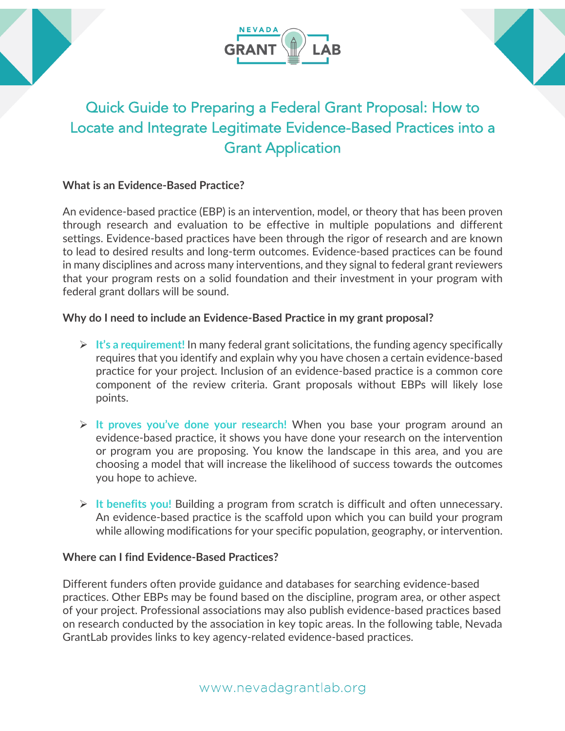# Quick Guide to Preparing a Federal Grant Proposal: How to Locate and Integrate Legitimate Evidence-Based Practices into a Grant Application

**What is an Evidence-Based Practice?**

An evidence-based practice (EBP) is an intervention, model, or theory that has been proven through research and evaluation to be effective in multiple populations and different settings. Evidence-based practices have been through the rigor of research and are known to lead to desired results and long-term outcomes. Evidence-based practices can be found in many disciplines and across many interventions, and they signal to federal grant reviewers that your program rests on a solid foundation and their investment in your program with federal grant dollars will be sound.

**Why do I need to include an Evidence-Based Practice in my grant proposal?**

- **It's a requirement!** In many federal grant solicitations, the funding agency specifically requires that you identify and explain why you have chosen a certain evidence-based practice for your project. Inclusion of an evidence-based practice is a common core component of the review criteria. Grant proposals without EBPs will likely lose points.

- **It proves you've done your research!** When you base your program around an evidence-based practice, it shows you have done your research on the intervention or program you are proposing. You know the landscape in this area, and you are choosing a model that will increase the likelihood of success towards the outcomes you hope to achieve.

- **It benefits you!** Building a program from scratch is difficult and often unnecessary. An evidence-based practice is the scaffold upon which you can build your program while allowing modifications for your specific population, geography, or intervention.

**Where can I find Evidence-Based Practices?**

Different funders often provide guidance and databases for searching evidence-based practices. Other EBPs may be found based on the discipline, program area, or other aspect of your project. Professional associations may also publish evidence-based practices based on research conducted by the association in key topic areas. In the following table, Nevada GrantLab provides links to key agency-related evidence-based practices.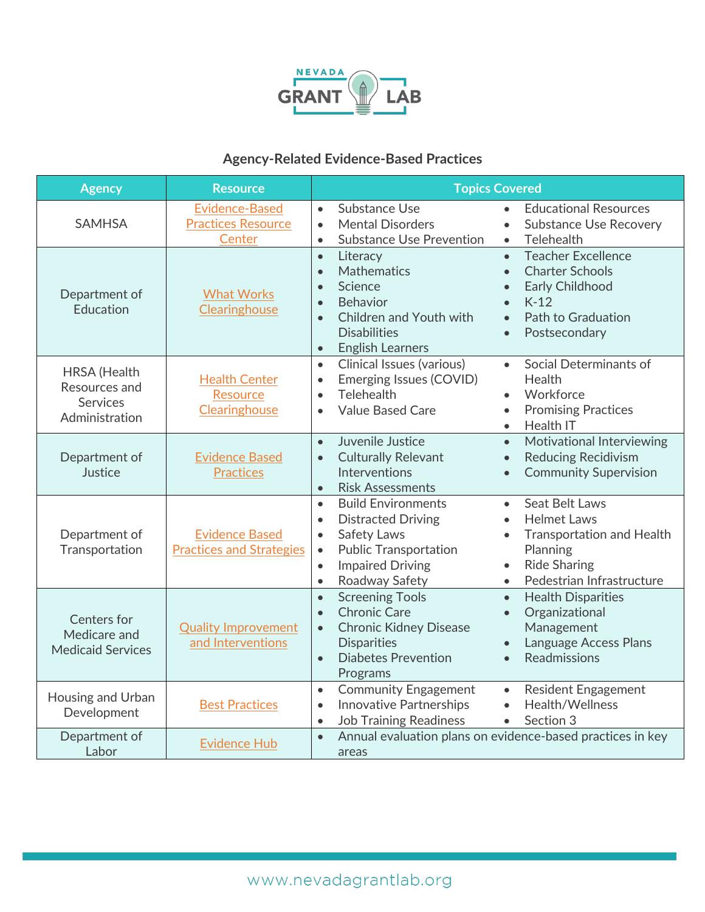NEVADA GRANT LAB

## Agency-Related Evidence-Based Practices

| Agency | Resource | Topics Covered |
|---|---|---|
| SAMHSA | Evidence-Based Practices Resource Center | • Substance Use<br>• Mental Disorders<br>• Substance Use Prevention<br>• Educational Resources<br>• Substance Use Recovery<br>• Telehealth |
| Department of Education | What Works Clearinghouse | • Literacy<br>• Mathematics<br>• Science<br>• Behavior<br>• Children and Youth with Disabilities<br>• English Learners<br>• Teacher Excellence<br>• Charter Schools<br>• Early Childhood<br>• K-12<br>• Path to Graduation<br>• Postsecondary |
| HRSA (Health Resources and Services Administration) | Health Center Resource Clearinghouse | • Clinical Issues (various)<br>• Emerging Issues (COVID)<br>• Telehealth<br>• Value Based Care<br>• Social Determinants of Health<br>• Workforce<br>• Promising Practices<br>• Health IT |
| Department of Justice | Evidence Based Practices | • Juvenile Justice<br>• Culturally Relevant Interventions<br>• Risk Assessments<br>• Motivational Interviewing<br>• Reducing Recidivism<br>• Community Supervision |
| Department of Transportation | Evidence Based Practices and Strategies | • Build Environments<br>• Distracted Driving<br>• Safety Laws<br>• Public Transportation<br>• Impaired Driving<br>• Roadway Safety<br>• Seat Belt Laws<br>• Helmet Laws<br>• Transportation and Health Planning<br>• Ride Sharing<br>• Pedestrian Infrastructure |
| Centers for Medicare and Medicaid Services | Quality Improvement and Interventions | • Screening Tools<br>• Chronic Care<br>• Chronic Kidney Disease Disparities<br>• Diabetes Prevention Programs<br>• Health Disparities<br>• Organizational Management<br>• Language Access Plans<br>• Readmissions |
| Housing and Urban Development | Best Practices | • Community Engagement<br>• Innovative Partnerships<br>• Job Training Readiness<br>• Resident Engagement<br>• Health/Wellness<br>• Section 3 |
| Department of Labor | Evidence Hub | • Annual evaluation plans on evidence-based practices in key areas |

www.nevadagrantlab.org